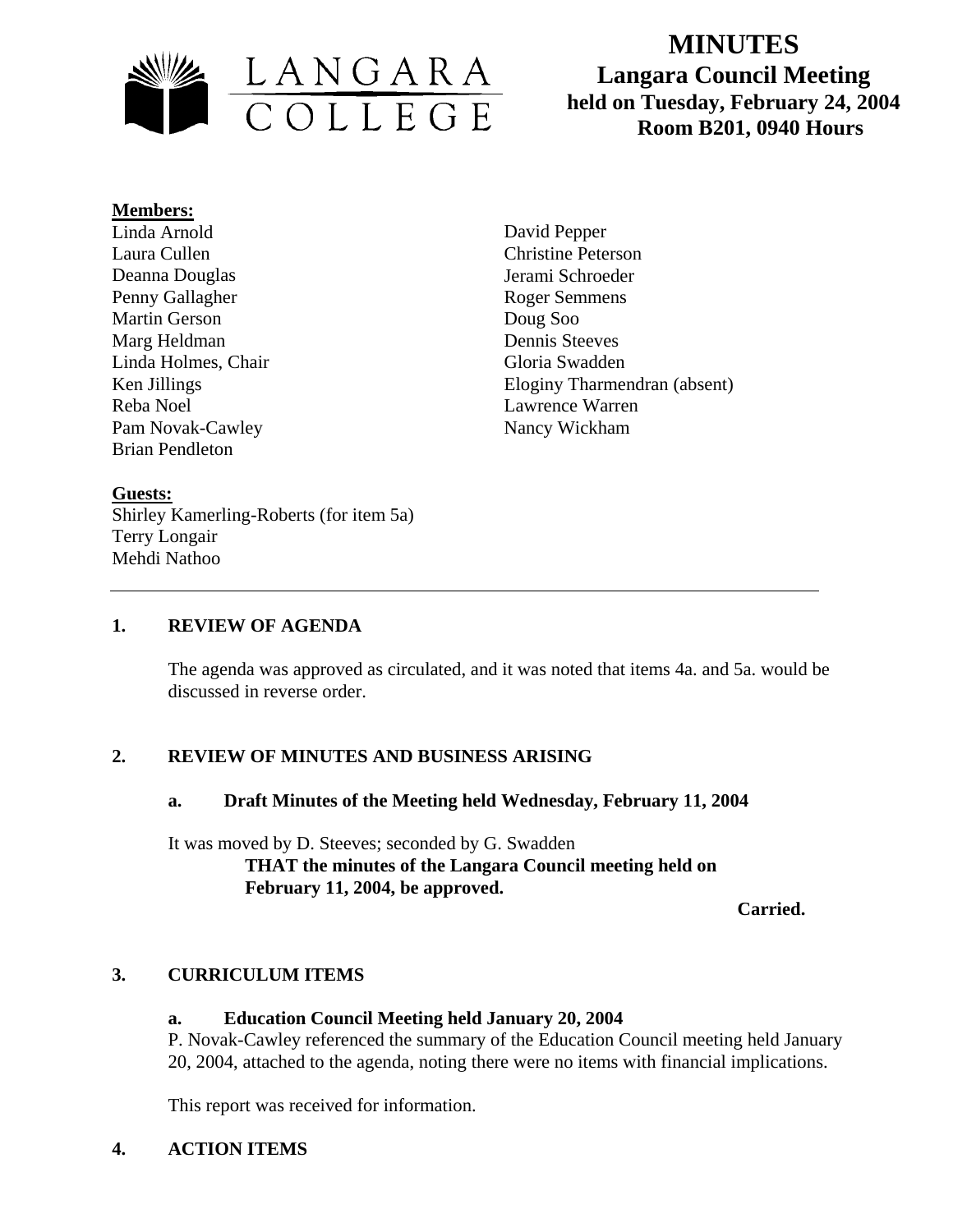LANGARA COLLEGE

# MINUTES

## Langara Council Meeting
### held on Tuesday, February 24, 2004
### Room B201, 0940 Hours

**Members:**

Linda Arnold
Laura Cullen
Deanna Douglas
Penny Gallagher
Martin Gerson
Marg Heldman
Linda Holmes, Chair
Ken Jillings
Reba Noel
Pam Novak-Cawley
Brian Pendleton
David Pepper
Christine Peterson
Jerami Schroeder
Roger Semmens
Doug Soo
Dennis Steeves
Gloria Swadden
Eloginy Tharmendran (absent)
Lawrence Warren
Nancy Wickham

**Guests:**

Shirley Kamerling-Roberts (for item 5a)
Terry Longair
Mehdi Nathoo

---

### 1. REVIEW OF AGENDA

The agenda was approved as circulated, and it was noted that items 4a. and 5a. would be discussed in reverse order.

### 2. REVIEW OF MINUTES AND BUSINESS ARISING

#### a. Draft Minutes of the Meeting held Wednesday, February 11, 2004

It was moved by D. Steeves; seconded by G. Swadden

**THAT the minutes of the Langara Council meeting held on February 11, 2004, be approved.**

**Carried.**

### 3. CURRICULUM ITEMS

#### a. Education Council Meeting held January 20, 2004

P. Novak-Cawley referenced the summary of the Education Council meeting held January 20, 2004, attached to the agenda, noting there were no items with financial implications.

This report was received for information.

### 4. ACTION ITEMS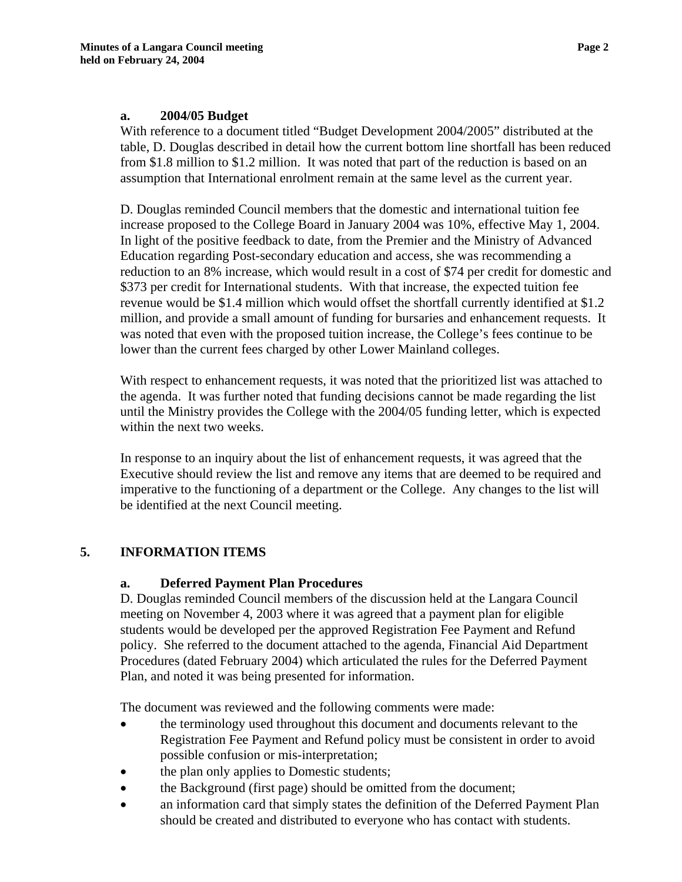### a. 2004/05 Budget

With reference to a document titled "Budget Development 2004/2005" distributed at the table, D. Douglas described in detail how the current bottom line shortfall has been reduced from $1.8 million to $1.2 million. It was noted that part of the reduction is based on an assumption that International enrolment remain at the same level as the current year.

D. Douglas reminded Council members that the domestic and international tuition fee increase proposed to the College Board in January 2004 was 10%, effective May 1, 2004. In light of the positive feedback to date, from the Premier and the Ministry of Advanced Education regarding Post-secondary education and access, she was recommending a reduction to an 8% increase, which would result in a cost of $74 per credit for domestic and $373 per credit for International students. With that increase, the expected tuition fee revenue would be $1.4 million which would offset the shortfall currently identified at $1.2 million, and provide a small amount of funding for bursaries and enhancement requests. It was noted that even with the proposed tuition increase, the College's fees continue to be lower than the current fees charged by other Lower Mainland colleges.

With respect to enhancement requests, it was noted that the prioritized list was attached to the agenda. It was further noted that funding decisions cannot be made regarding the list until the Ministry provides the College with the 2004/05 funding letter, which is expected within the next two weeks.

In response to an inquiry about the list of enhancement requests, it was agreed that the Executive should review the list and remove any items that are deemed to be required and imperative to the functioning of a department or the College. Any changes to the list will be identified at the next Council meeting.

## 5. INFORMATION ITEMS

### a. Deferred Payment Plan Procedures

D. Douglas reminded Council members of the discussion held at the Langara Council meeting on November 4, 2003 where it was agreed that a payment plan for eligible students would be developed per the approved Registration Fee Payment and Refund policy. She referred to the document attached to the agenda, Financial Aid Department Procedures (dated February 2004) which articulated the rules for the Deferred Payment Plan, and noted it was being presented for information.

The document was reviewed and the following comments were made:

- the terminology used throughout this document and documents relevant to the Registration Fee Payment and Refund policy must be consistent in order to avoid possible confusion or mis-interpretation;
- the plan only applies to Domestic students;
- the Background (first page) should be omitted from the document;
- an information card that simply states the definition of the Deferred Payment Plan should be created and distributed to everyone who has contact with students.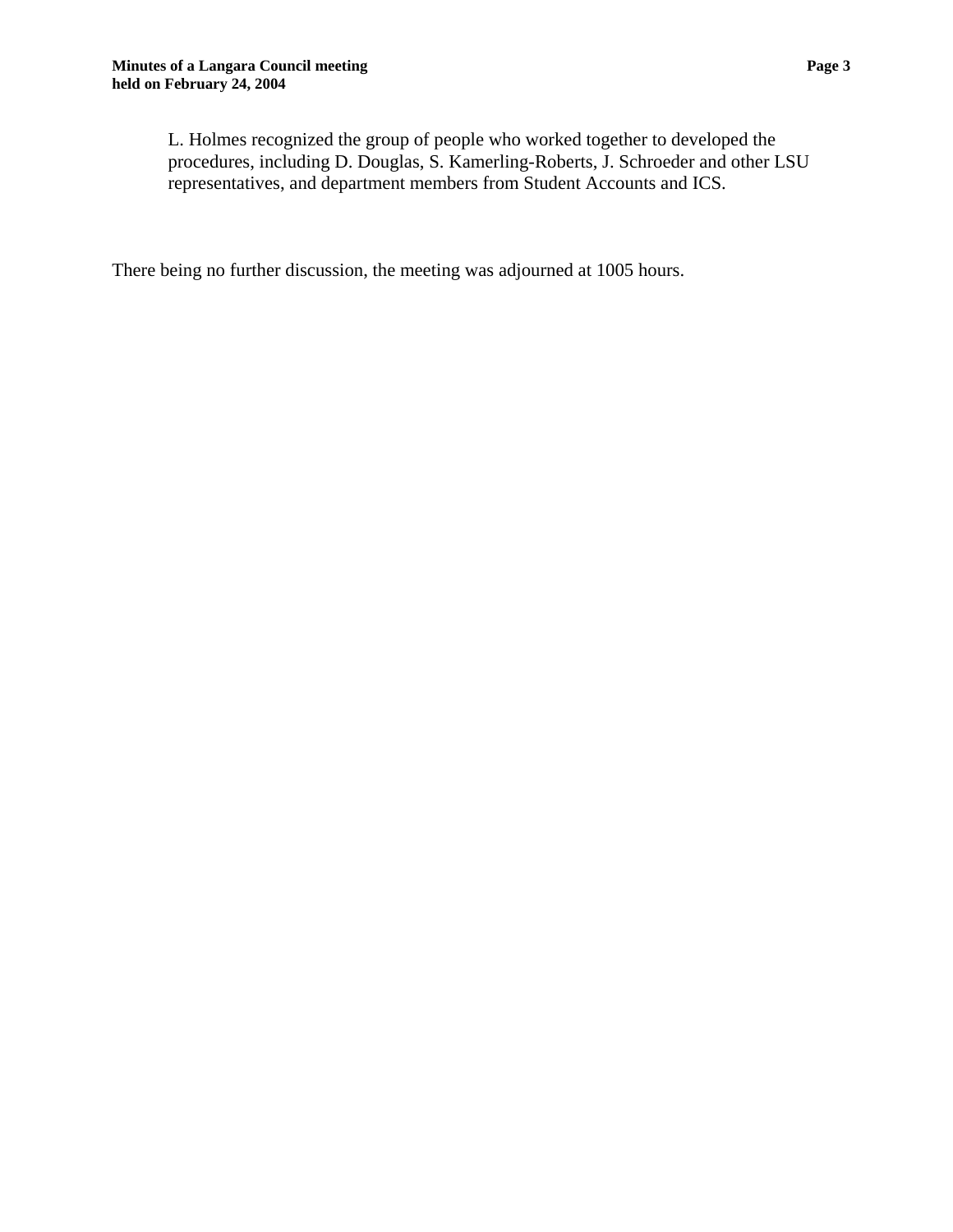L. Holmes recognized the group of people who worked together to developed the procedures, including D. Douglas, S. Kamerling-Roberts, J. Schroeder and other LSU representatives, and department members from Student Accounts and ICS.

There being no further discussion, the meeting was adjourned at 1005 hours.